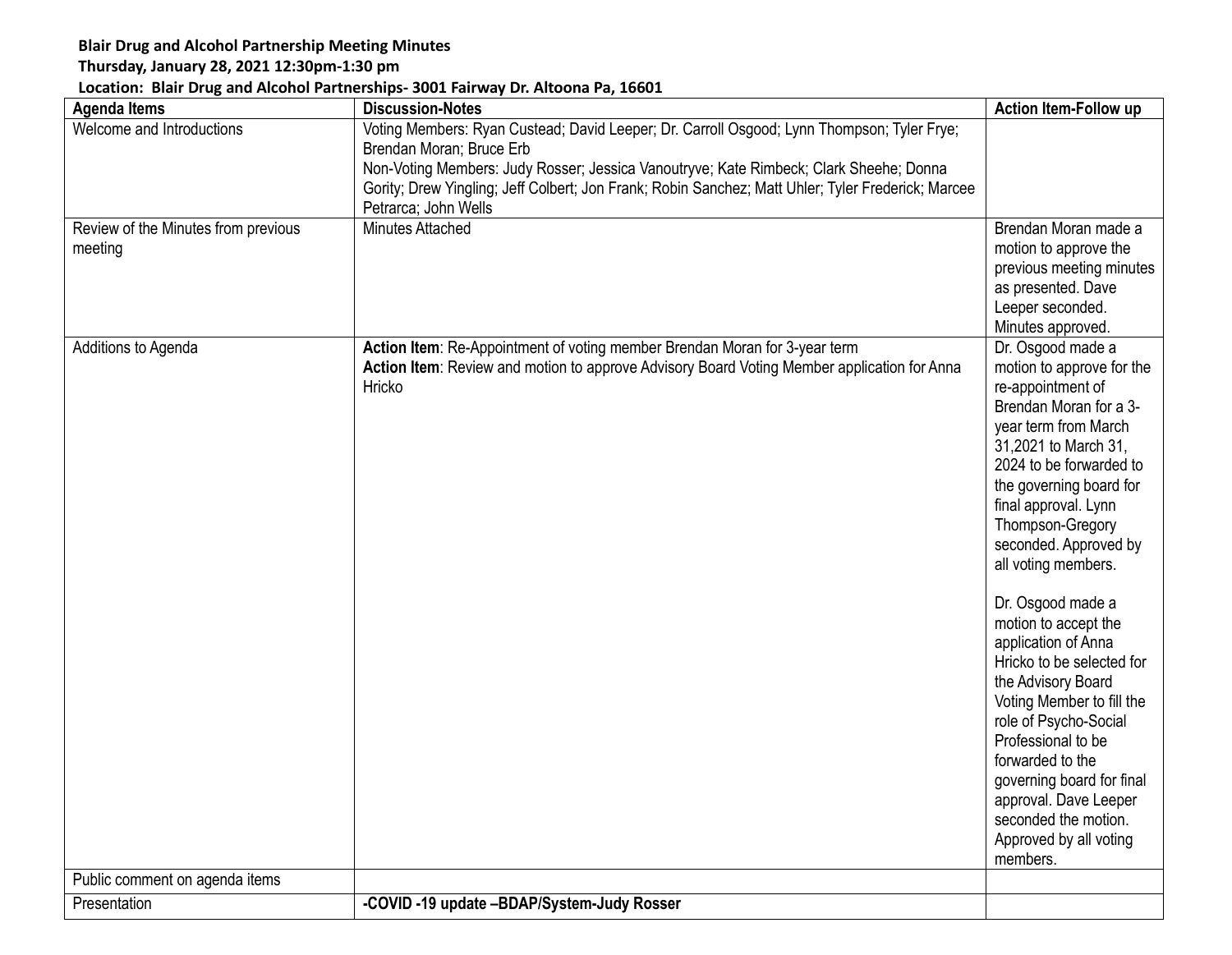**Blair Drug and Alcohol Partnership Meeting Minutes**

**Thursday, January 28, 2021 12:30pm-1:30 pm**

**Location: Blair Drug and Alcohol Partnerships- 3001 Fairway Dr. Altoona Pa, 16601**

| Agenda Items | Discussion-Notes | Action Item-Follow up |
|---|---|---|
| Welcome and Introductions | Voting Members: Ryan Custead; David Leeper; Dr. Carroll Osgood; Lynn Thompson; Tyler Frye; Brendan Moran; Bruce Erb<br>Non-Voting Members: Judy Rosser; Jessica Vanoutryve; Kate Rimbeck; Clark Sheehe; Donna Gority; Drew Yingling; Jeff Colbert; Jon Frank; Robin Sanchez; Matt Uhler; Tyler Frederick; Marcee Petrarca; John Wells | |
| Review of the Minutes from previous meeting | Minutes Attached | Brendan Moran made a motion to approve the previous meeting minutes as presented. Dave Leeper seconded. Minutes approved. |
| Additions to Agenda | **Action Item**: Re-Appointment of voting member Brendan Moran for 3-year term<br>**Action Item**: Review and motion to approve Advisory Board Voting Member application for Anna Hricko | Dr. Osgood made a motion to approve for the re-appointment of Brendan Moran for a 3-year term from March 31,2021 to March 31, 2024 to be forwarded to the governing board for final approval. Lynn Thompson-Gregory seconded. Approved by all voting members.<br><br>Dr. Osgood made a motion to accept the application of Anna Hricko to be selected for the Advisory Board Voting Member to fill the role of Psycho-Social Professional to be forwarded to the governing board for final approval. Dave Leeper seconded the motion. Approved by all voting members. |
| Public comment on agenda items | | |
| Presentation | **-COVID -19 update –BDAP/System-Judy Rosser** | |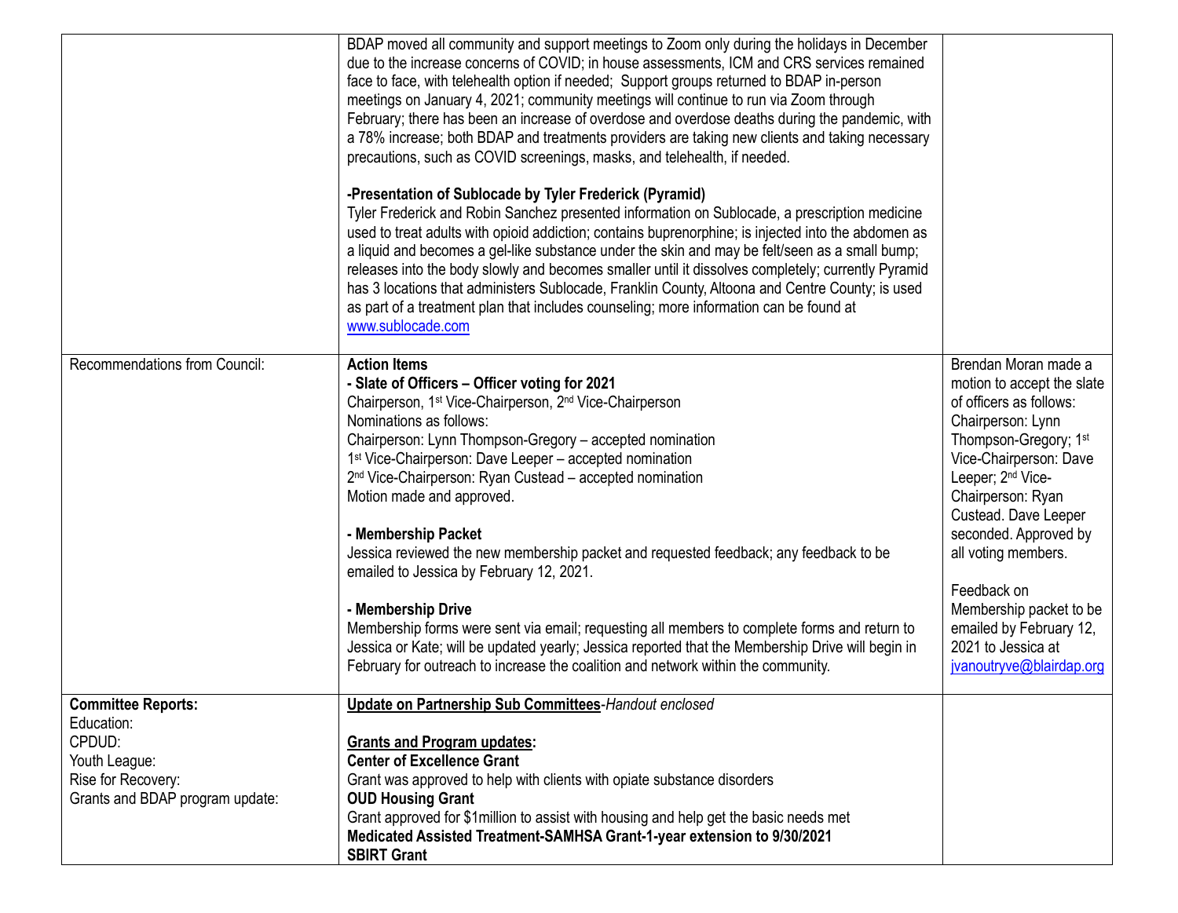| | | |
|---|---|---|
| | BDAP moved all community and support meetings to Zoom only during the holidays in December due to the increase concerns of COVID; in house assessments, ICM and CRS services remained face to face, with telehealth option if needed; Support groups returned to BDAP in-person meetings on January 4, 2021; community meetings will continue to run via Zoom through February; there has been an increase of overdose and overdose deaths during the pandemic, with a 78% increase; both BDAP and treatments providers are taking new clients and taking necessary precautions, such as COVID screenings, masks, and telehealth, if needed.<br><br>**-Presentation of Sublocade by Tyler Frederick (Pyramid)**<br>Tyler Frederick and Robin Sanchez presented information on Sublocade, a prescription medicine used to treat adults with opioid addiction; contains buprenorphine; is injected into the abdomen as a liquid and becomes a gel-like substance under the skin and may be felt/seen as a small bump; releases into the body slowly and becomes smaller until it dissolves completely; currently Pyramid has 3 locations that administers Sublocade, Franklin County, Altoona and Centre County; is used as part of a treatment plan that includes counseling; more information can be found at www.sublocade.com | |
| Recommendations from Council: | **Action Items**<br>**- Slate of Officers – Officer voting for 2021**<br>Chairperson, 1st Vice-Chairperson, 2nd Vice-Chairperson<br>Nominations as follows:<br>Chairperson: Lynn Thompson-Gregory – accepted nomination<br>1st Vice-Chairperson: Dave Leeper – accepted nomination<br>2nd Vice-Chairperson: Ryan Custead – accepted nomination<br>Motion made and approved.<br><br>**- Membership Packet**<br>Jessica reviewed the new membership packet and requested feedback; any feedback to be emailed to Jessica by February 12, 2021.<br><br>**- Membership Drive**<br>Membership forms were sent via email; requesting all members to complete forms and return to Jessica or Kate; will be updated yearly; Jessica reported that the Membership Drive will begin in February for outreach to increase the coalition and network within the community. | Brendan Moran made a motion to accept the slate of officers as follows: Chairperson: Lynn Thompson-Gregory; 1st Vice-Chairperson: Dave Leeper; 2nd Vice-Chairperson: Ryan Custead. Dave Leeper seconded. Approved by all voting members.<br><br>Feedback on Membership packet to be emailed by February 12, 2021 to Jessica at jvanoutryve@blairdap.org |
| **Committee Reports:**<br>Education:<br>CPDUD:<br>Youth League:<br>Rise for Recovery:<br>Grants and BDAP program update: | **Update on Partnership Sub Committees**-*Handout enclosed*<br><br>**Grants and Program updates:**<br>**Center of Excellence Grant**<br>Grant was approved to help with clients with opiate substance disorders<br>**OUD Housing Grant**<br>Grant approved for $1million to assist with housing and help get the basic needs met<br>**Medicated Assisted Treatment-SAMHSA Grant-1-year extension to 9/30/2021**<br>**SBIRT Grant** | |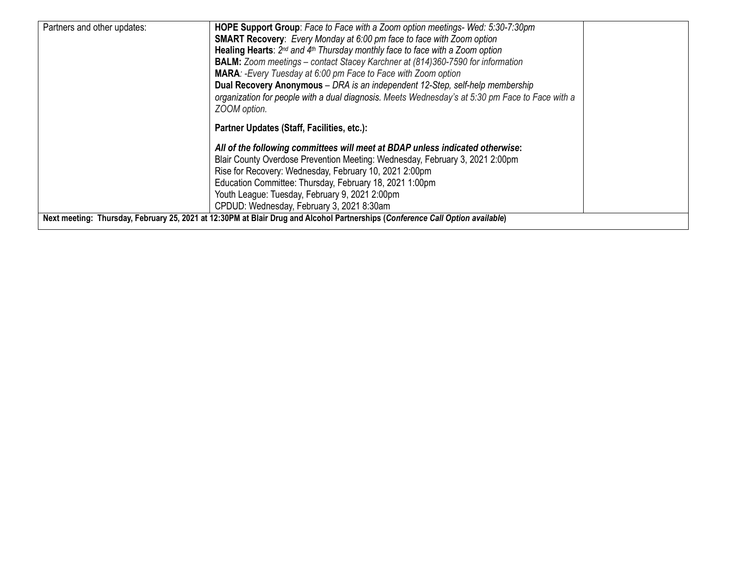| | | |
|---|---|---|
| Partners and other updates: | **HOPE Support Group**: *Face to Face with a Zoom option meetings- Wed: 5:30-7:30pm*<br>**SMART Recovery**: *Every Monday at 6:00 pm face to face with Zoom option*<br>**Healing Hearts**: *2nd and 4th Thursday monthly face to face with a Zoom option*<br>**BALM:** *Zoom meetings – contact Stacey Karchner at (814)360-7590 for information*<br>**MARA**: *-Every Tuesday at 6:00 pm Face to Face with Zoom option*<br>**Dual Recovery Anonymous** – *DRA is an independent 12-Step, self-help membership organization for people with a dual diagnosis. Meets Wednesday's at 5:30 pm Face to Face with a ZOOM option.*<br><br>**Partner Updates (Staff, Facilities, etc.):**<br><br>***All of the following committees will meet at BDAP unless indicated otherwise*:**<br>Blair County Overdose Prevention Meeting: Wednesday, February 3, 2021 2:00pm<br>Rise for Recovery: Wednesday, February 10, 2021 2:00pm<br>Education Committee: Thursday, February 18, 2021 1:00pm<br>Youth League: Tuesday, February 9, 2021 2:00pm<br>CPDUD: Wednesday, February 3, 2021 8:30am | |
| **Next meeting: Thursday, February 25, 2021 at 12:30PM at Blair Drug and Alcohol Partnerships (*Conference Call Option available*)** | | |